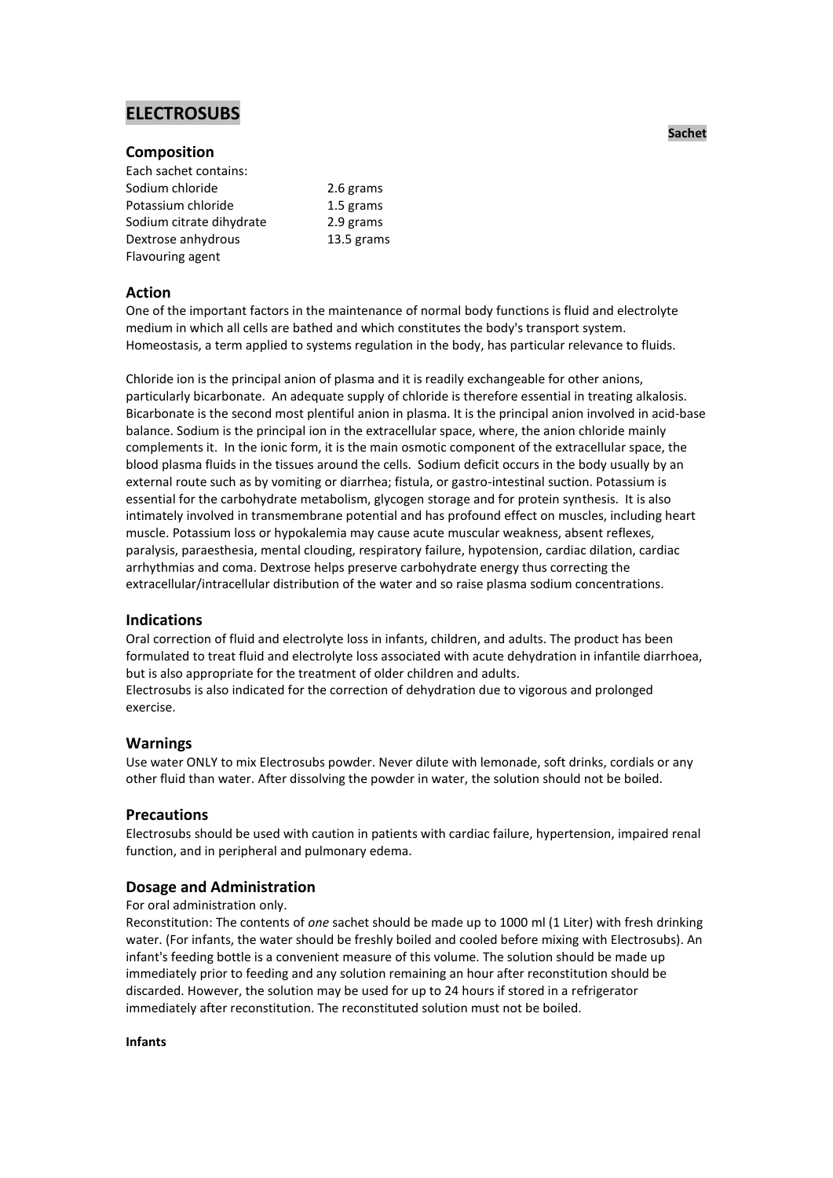# ELECTROSUBS

**Sachet**

## Composition

Each sachet contains:

| | |
|---|---|
| Sodium chloride | 2.6 grams |
| Potassium chloride | 1.5 grams |
| Sodium citrate dihydrate | 2.9 grams |
| Dextrose anhydrous | 13.5 grams |
| Flavouring agent | |

## Action

One of the important factors in the maintenance of normal body functions is fluid and electrolyte medium in which all cells are bathed and which constitutes the body's transport system. Homeostasis, a term applied to systems regulation in the body, has particular relevance to fluids.

Chloride ion is the principal anion of plasma and it is readily exchangeable for other anions, particularly bicarbonate. An adequate supply of chloride is therefore essential in treating alkalosis. Bicarbonate is the second most plentiful anion in plasma. It is the principal anion involved in acid-base balance. Sodium is the principal ion in the extracellular space, where, the anion chloride mainly complements it. In the ionic form, it is the main osmotic component of the extracellular space, the blood plasma fluids in the tissues around the cells. Sodium deficit occurs in the body usually by an external route such as by vomiting or diarrhea; fistula, or gastro-intestinal suction. Potassium is essential for the carbohydrate metabolism, glycogen storage and for protein synthesis. It is also intimately involved in transmembrane potential and has profound effect on muscles, including heart muscle. Potassium loss or hypokalemia may cause acute muscular weakness, absent reflexes, paralysis, paraesthesia, mental clouding, respiratory failure, hypotension, cardiac dilation, cardiac arrhythmias and coma. Dextrose helps preserve carbohydrate energy thus correcting the extracellular/intracellular distribution of the water and so raise plasma sodium concentrations.

## Indications

Oral correction of fluid and electrolyte loss in infants, children, and adults. The product has been formulated to treat fluid and electrolyte loss associated with acute dehydration in infantile diarrhoea, but is also appropriate for the treatment of older children and adults.
Electrosubs is also indicated for the correction of dehydration due to vigorous and prolonged exercise.

## Warnings

Use water ONLY to mix Electrosubs powder. Never dilute with lemonade, soft drinks, cordials or any other fluid than water. After dissolving the powder in water, the solution should not be boiled.

## Precautions

Electrosubs should be used with caution in patients with cardiac failure, hypertension, impaired renal function, and in peripheral and pulmonary edema.

## Dosage and Administration

For oral administration only.
Reconstitution: The contents of *one* sachet should be made up to 1000 ml (1 Liter) with fresh drinking water. (For infants, the water should be freshly boiled and cooled before mixing with Electrosubs). An infant's feeding bottle is a convenient measure of this volume. The solution should be made up immediately prior to feeding and any solution remaining an hour after reconstitution should be discarded. However, the solution may be used for up to 24 hours if stored in a refrigerator immediately after reconstitution. The reconstituted solution must not be boiled.

**Infants**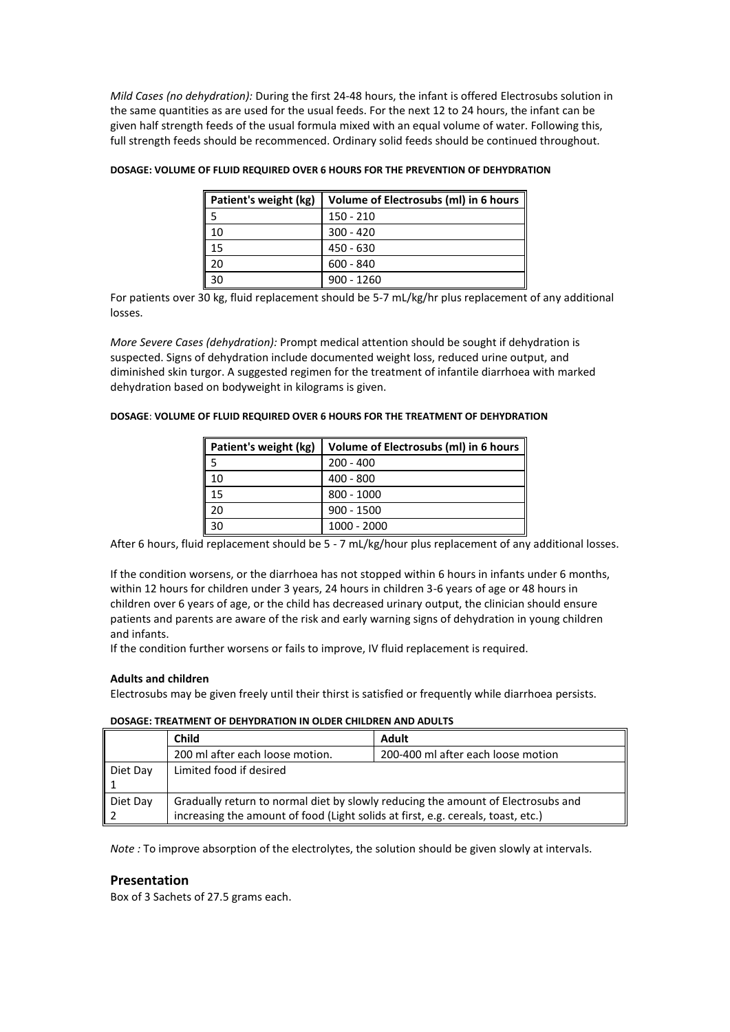*Mild Cases (no dehydration):* During the first 24-48 hours, the infant is offered Electrosubs solution in the same quantities as are used for the usual feeds. For the next 12 to 24 hours, the infant can be given half strength feeds of the usual formula mixed with an equal volume of water. Following this, full strength feeds should be recommenced. Ordinary solid feeds should be continued throughout.

**DOSAGE: VOLUME OF FLUID REQUIRED OVER 6 HOURS FOR THE PREVENTION OF DEHYDRATION**

| Patient's weight (kg) | Volume of Electrosubs (ml) in 6 hours |
|---|---|
| 5 | 150 - 210 |
| 10 | 300 - 420 |
| 15 | 450 - 630 |
| 20 | 600 - 840 |
| 30 | 900 - 1260 |

For patients over 30 kg, fluid replacement should be 5-7 mL/kg/hr plus replacement of any additional losses.

*More Severe Cases (dehydration):* Prompt medical attention should be sought if dehydration is suspected. Signs of dehydration include documented weight loss, reduced urine output, and diminished skin turgor. A suggested regimen for the treatment of infantile diarrhoea with marked dehydration based on bodyweight in kilograms is given.

**DOSAGE**: **VOLUME OF FLUID REQUIRED OVER 6 HOURS FOR THE TREATMENT OF DEHYDRATION**

| Patient's weight (kg) | Volume of Electrosubs (ml) in 6 hours |
|---|---|
| 5 | 200 - 400 |
| 10 | 400 - 800 |
| 15 | 800 - 1000 |
| 20 | 900 - 1500 |
| 30 | 1000 - 2000 |

After 6 hours, fluid replacement should be 5 - 7 mL/kg/hour plus replacement of any additional losses.

If the condition worsens, or the diarrhoea has not stopped within 6 hours in infants under 6 months, within 12 hours for children under 3 years, 24 hours in children 3-6 years of age or 48 hours in children over 6 years of age, or the child has decreased urinary output, the clinician should ensure patients and parents are aware of the risk and early warning signs of dehydration in young children and infants.

If the condition further worsens or fails to improve, IV fluid replacement is required.

**Adults and children**

Electrosubs may be given freely until their thirst is satisfied or frequently while diarrhoea persists.

**DOSAGE: TREATMENT OF DEHYDRATION IN OLDER CHILDREN AND ADULTS**

| | **Child** | **Adult** |
|---|---|---|
| | 200 ml after each loose motion. | 200-400 ml after each loose motion |
| Diet Day 1 | Limited food if desired | |
| Diet Day 2 | Gradually return to normal diet by slowly reducing the amount of Electrosubs and increasing the amount of food (Light solids at first, e.g. cereals, toast, etc.) | |

*Note :* To improve absorption of the electrolytes, the solution should be given slowly at intervals.

## Presentation

Box of 3 Sachets of 27.5 grams each.